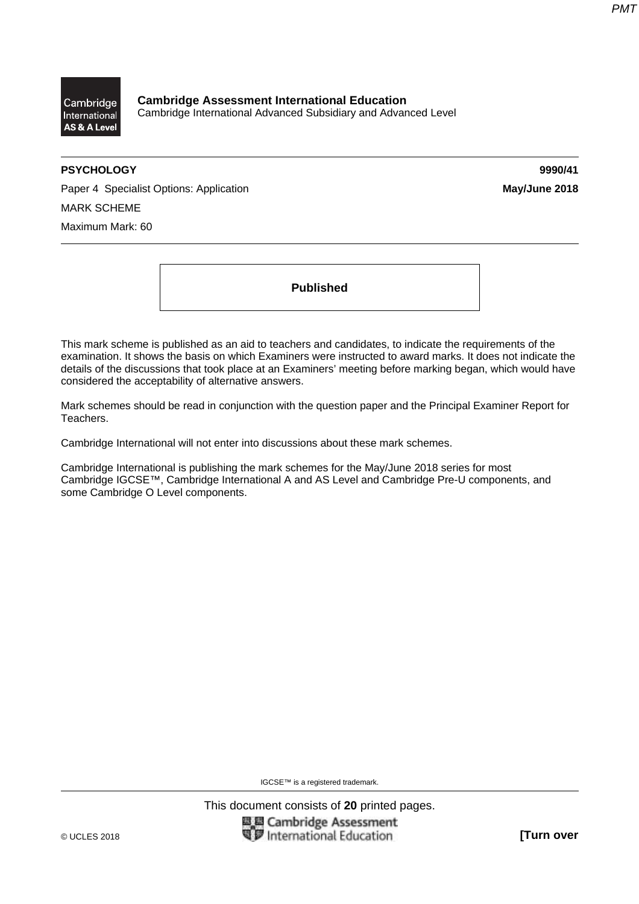**Cambridge Assessment International Education**
Cambridge International Advanced Subsidiary and Advanced Level

**PSYCHOLOGY** **9990/41**

Paper 4 Specialist Options: Application **May/June 2018**

MARK SCHEME

Maximum Mark: 60

**Published**

This mark scheme is published as an aid to teachers and candidates, to indicate the requirements of the examination. It shows the basis on which Examiners were instructed to award marks. It does not indicate the details of the discussions that took place at an Examiners' meeting before marking began, which would have considered the acceptability of alternative answers.

Mark schemes should be read in conjunction with the question paper and the Principal Examiner Report for Teachers.

Cambridge International will not enter into discussions about these mark schemes.

Cambridge International is publishing the mark schemes for the May/June 2018 series for most Cambridge IGCSE™, Cambridge International A and AS Level and Cambridge Pre-U components, and some Cambridge O Level components.

IGCSE™ is a registered trademark.

This document consists of **20** printed pages.

© UCLES 2018 **[Turn over**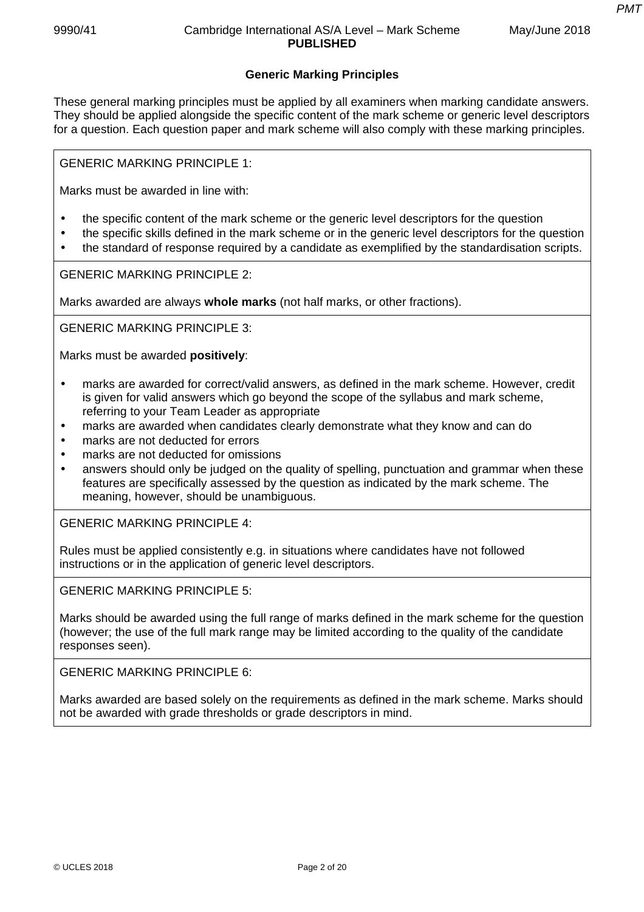## Generic Marking Principles

These general marking principles must be applied by all examiners when marking candidate answers. They should be applied alongside the specific content of the mark scheme or generic level descriptors for a question. Each question paper and mark scheme will also comply with these marking principles.

GENERIC MARKING PRINCIPLE 1:

Marks must be awarded in line with:

- the specific content of the mark scheme or the generic level descriptors for the question
- the specific skills defined in the mark scheme or in the generic level descriptors for the question
- the standard of response required by a candidate as exemplified by the standardisation scripts.

GENERIC MARKING PRINCIPLE 2:

Marks awarded are always **whole marks** (not half marks, or other fractions).

GENERIC MARKING PRINCIPLE 3:

Marks must be awarded **positively**:

- marks are awarded for correct/valid answers, as defined in the mark scheme. However, credit is given for valid answers which go beyond the scope of the syllabus and mark scheme, referring to your Team Leader as appropriate
- marks are awarded when candidates clearly demonstrate what they know and can do
- marks are not deducted for errors
- marks are not deducted for omissions
- answers should only be judged on the quality of spelling, punctuation and grammar when these features are specifically assessed by the question as indicated by the mark scheme. The meaning, however, should be unambiguous.

GENERIC MARKING PRINCIPLE 4:

Rules must be applied consistently e.g. in situations where candidates have not followed instructions or in the application of generic level descriptors.

GENERIC MARKING PRINCIPLE 5:

Marks should be awarded using the full range of marks defined in the mark scheme for the question (however; the use of the full mark range may be limited according to the quality of the candidate responses seen).

GENERIC MARKING PRINCIPLE 6:

Marks awarded are based solely on the requirements as defined in the mark scheme. Marks should not be awarded with grade thresholds or grade descriptors in mind.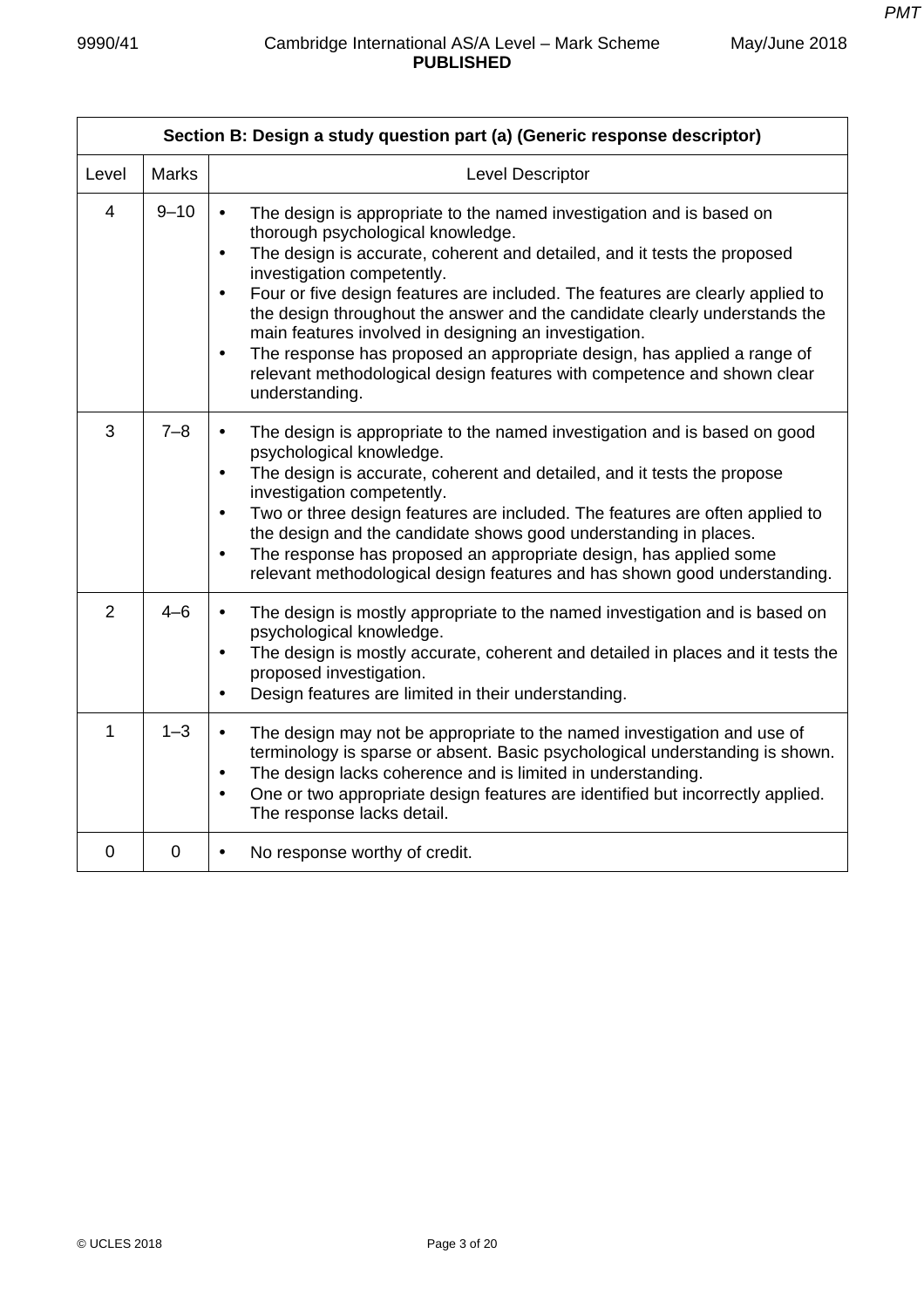| Section B: Design a study question part (a) (Generic response descriptor) | | |
|---|---|---|
| Level | Marks | Level Descriptor |
| 4 | 9–10 | • The design is appropriate to the named investigation and is based on thorough psychological knowledge.<br>• The design is accurate, coherent and detailed, and it tests the proposed investigation competently.<br>• Four or five design features are included. The features are clearly applied to the design throughout the answer and the candidate clearly understands the main features involved in designing an investigation.<br>• The response has proposed an appropriate design, has applied a range of relevant methodological design features with competence and shown clear understanding. |
| 3 | 7–8 | • The design is appropriate to the named investigation and is based on good psychological knowledge.<br>• The design is accurate, coherent and detailed, and it tests the propose investigation competently.<br>• Two or three design features are included. The features are often applied to the design and the candidate shows good understanding in places.<br>• The response has proposed an appropriate design, has applied some relevant methodological design features and has shown good understanding. |
| 2 | 4–6 | • The design is mostly appropriate to the named investigation and is based on psychological knowledge.<br>• The design is mostly accurate, coherent and detailed in places and it tests the proposed investigation.<br>• Design features are limited in their understanding. |
| 1 | 1–3 | • The design may not be appropriate to the named investigation and use of terminology is sparse or absent. Basic psychological understanding is shown.<br>• The design lacks coherence and is limited in understanding.<br>• One or two appropriate design features are identified but incorrectly applied. The response lacks detail. |
| 0 | 0 | • No response worthy of credit. |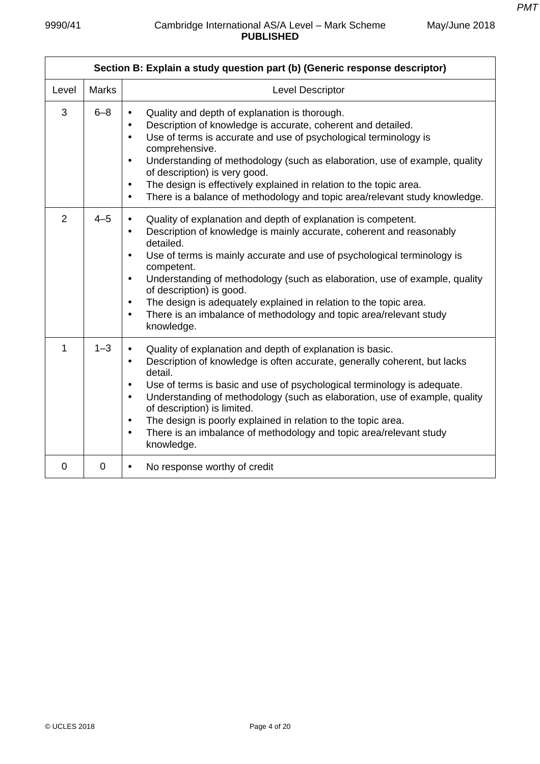| Section B: Explain a study question part (b) (Generic response descriptor) | | |
|---|---|---|
| Level | Marks | Level Descriptor |
| 3 | 6–8 | • Quality and depth of explanation is thorough.<br>• Description of knowledge is accurate, coherent and detailed.<br>• Use of terms is accurate and use of psychological terminology is comprehensive.<br>• Understanding of methodology (such as elaboration, use of example, quality of description) is very good.<br>• The design is effectively explained in relation to the topic area.<br>• There is a balance of methodology and topic area/relevant study knowledge. |
| 2 | 4–5 | • Quality of explanation and depth of explanation is competent.<br>• Description of knowledge is mainly accurate, coherent and reasonably detailed.<br>• Use of terms is mainly accurate and use of psychological terminology is competent.<br>• Understanding of methodology (such as elaboration, use of example, quality of description) is good.<br>• The design is adequately explained in relation to the topic area.<br>• There is an imbalance of methodology and topic area/relevant study knowledge. |
| 1 | 1–3 | • Quality of explanation and depth of explanation is basic.<br>• Description of knowledge is often accurate, generally coherent, but lacks detail.<br>• Use of terms is basic and use of psychological terminology is adequate.<br>• Understanding of methodology (such as elaboration, use of example, quality of description) is limited.<br>• The design is poorly explained in relation to the topic area.<br>• There is an imbalance of methodology and topic area/relevant study knowledge. |
| 0 | 0 | • No response worthy of credit |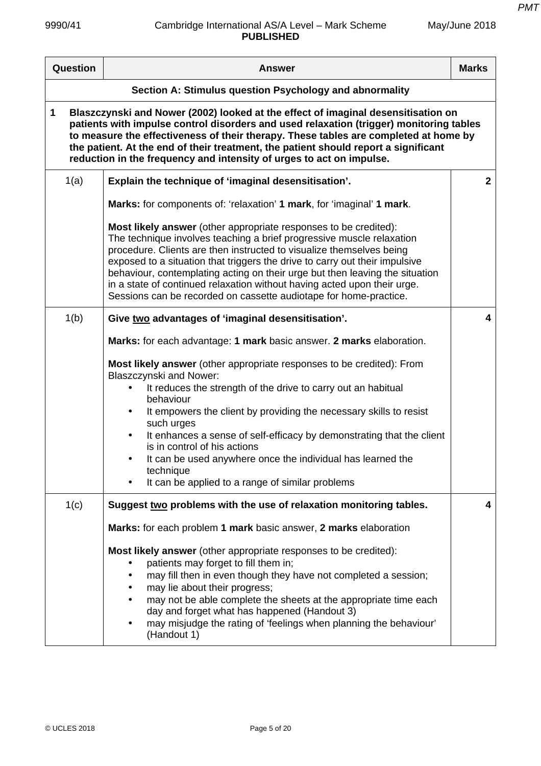| Question | Answer | Marks |
|---|---|---|
| | **Section A: Stimulus question Psychology and abnormality** | |
| **1** | **Blaszczynski and Nower (2002) looked at the effect of imaginal desensitisation on patients with impulse control disorders and used relaxation (trigger) monitoring tables to measure the effectiveness of their therapy. These tables are completed at home by the patient. At the end of their treatment, the patient should report a significant reduction in the frequency and intensity of urges to act on impulse.** | |
| 1(a) | **Explain the technique of 'imaginal desensitisation'.**<br><br>**Marks:** for components of: 'relaxation' **1 mark**, for 'imaginal' **1 mark**.<br><br>**Most likely answer** (other appropriate responses to be credited):<br>The technique involves teaching a brief progressive muscle relaxation procedure. Clients are then instructed to visualize themselves being exposed to a situation that triggers the drive to carry out their impulsive behaviour, contemplating acting on their urge but then leaving the situation in a state of continued relaxation without having acted upon their urge. Sessions can be recorded on cassette audiotape for home-practice. | 2 |
| 1(b) | **Give two advantages of 'imaginal desensitisation'.**<br><br>**Marks:** for each advantage: **1 mark** basic answer. **2 marks** elaboration.<br><br>**Most likely answer** (other appropriate responses to be credited): From Blaszczynski and Nower:<br>• It reduces the strength of the drive to carry out an habitual behaviour<br>• It empowers the client by providing the necessary skills to resist such urges<br>• It enhances a sense of self-efficacy by demonstrating that the client is in control of his actions<br>• It can be used anywhere once the individual has learned the technique<br>• It can be applied to a range of similar problems | 4 |
| 1(c) | **Suggest two problems with the use of relaxation monitoring tables.**<br><br>**Marks:** for each problem **1 mark** basic answer, **2 marks** elaboration<br><br>**Most likely answer** (other appropriate responses to be credited):<br>• patients may forget to fill them in;<br>• may fill then in even though they have not completed a session;<br>• may lie about their progress;<br>• may not be able complete the sheets at the appropriate time each day and forget what has happened (Handout 3)<br>• may misjudge the rating of 'feelings when planning the behaviour' (Handout 1) | 4 |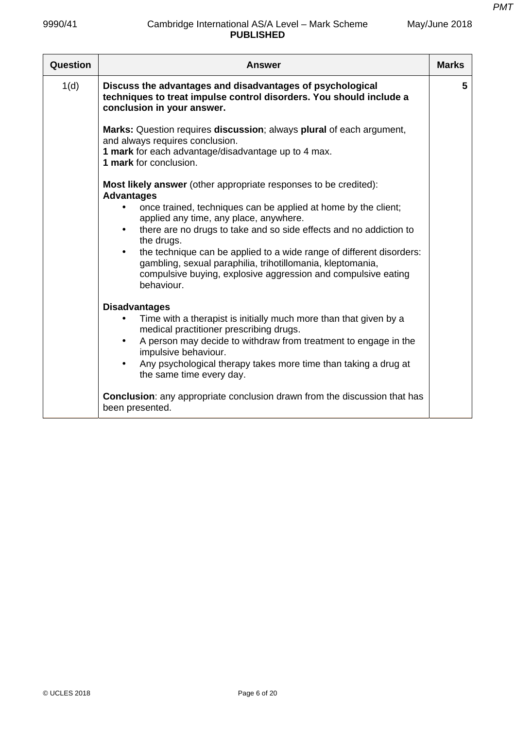| Question | Answer | Marks |
|---|---|---|
| 1(d) | **Discuss the advantages and disadvantages of psychological techniques to treat impulse control disorders. You should include a conclusion in your answer.**<br><br>**Marks:** Question requires **discussion**; always **plural** of each argument, and always requires conclusion.<br>**1 mark** for each advantage/disadvantage up to 4 max.<br>**1 mark** for conclusion.<br><br>**Most likely answer** (other appropriate responses to be credited):<br>**Advantages**<br>• once trained, techniques can be applied at home by the client; applied any time, any place, anywhere.<br>• there are no drugs to take and so side effects and no addiction to the drugs.<br>• the technique can be applied to a wide range of different disorders: gambling, sexual paraphilia, trihotillomania, kleptomania, compulsive buying, explosive aggression and compulsive eating behaviour.<br><br>**Disadvantages**<br>• Time with a therapist is initially much more than that given by a medical practitioner prescribing drugs.<br>• A person may decide to withdraw from treatment to engage in the impulsive behaviour.<br>• Any psychological therapy takes more time than taking a drug at the same time every day.<br><br>**Conclusion**: any appropriate conclusion drawn from the discussion that has been presented. | 5 |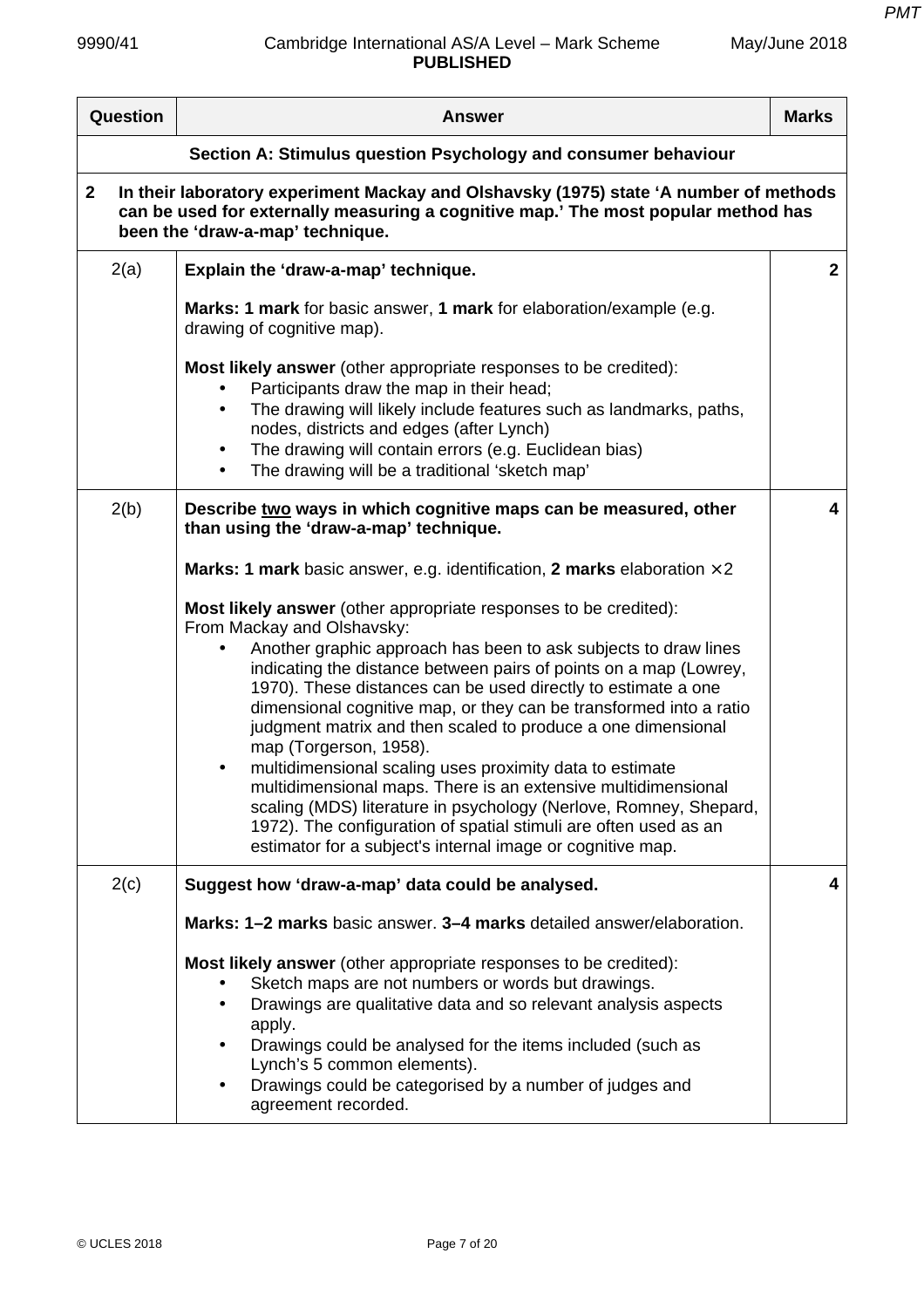| Question | Answer | Marks |
|---|---|---|
| **Section A: Stimulus question Psychology and consumer behaviour** | | |
| **2** | **In their laboratory experiment Mackay and Olshavsky (1975) state ‘A number of methods can be used for externally measuring a cognitive map.’ The most popular method has been the ‘draw-a-map’ technique.** | |
| 2(a) | **Explain the ‘draw-a-map’ technique.**<br><br>**Marks: 1 mark** for basic answer, **1 mark** for elaboration/example (e.g. drawing of cognitive map).<br><br>**Most likely answer** (other appropriate responses to be credited):<br>• Participants draw the map in their head;<br>• The drawing will likely include features such as landmarks, paths, nodes, districts and edges (after Lynch)<br>• The drawing will contain errors (e.g. Euclidean bias)<br>• The drawing will be a traditional ‘sketch map’ | 2 |
| 2(b) | **Describe <u>two</u> ways in which cognitive maps can be measured, other than using the ‘draw-a-map’ technique.**<br><br>**Marks: 1 mark** basic answer, e.g. identification, **2 marks** elaboration ×2<br><br>**Most likely answer** (other appropriate responses to be credited):<br>From Mackay and Olshavsky:<br>• Another graphic approach has been to ask subjects to draw lines indicating the distance between pairs of points on a map (Lowrey, 1970). These distances can be used directly to estimate a one dimensional cognitive map, or they can be transformed into a ratio judgment matrix and then scaled to produce a one dimensional map (Torgerson, 1958).<br>• multidimensional scaling uses proximity data to estimate multidimensional maps. There is an extensive multidimensional scaling (MDS) literature in psychology (Nerlove, Romney, Shepard, 1972). The configuration of spatial stimuli are often used as an estimator for a subject's internal image or cognitive map. | 4 |
| 2(c) | **Suggest how ‘draw-a-map’ data could be analysed.**<br><br>**Marks: 1–2 marks** basic answer. **3–4 marks** detailed answer/elaboration.<br><br>**Most likely answer** (other appropriate responses to be credited):<br>• Sketch maps are not numbers or words but drawings.<br>• Drawings are qualitative data and so relevant analysis aspects apply.<br>• Drawings could be analysed for the items included (such as Lynch’s 5 common elements).<br>• Drawings could be categorised by a number of judges and agreement recorded. | 4 |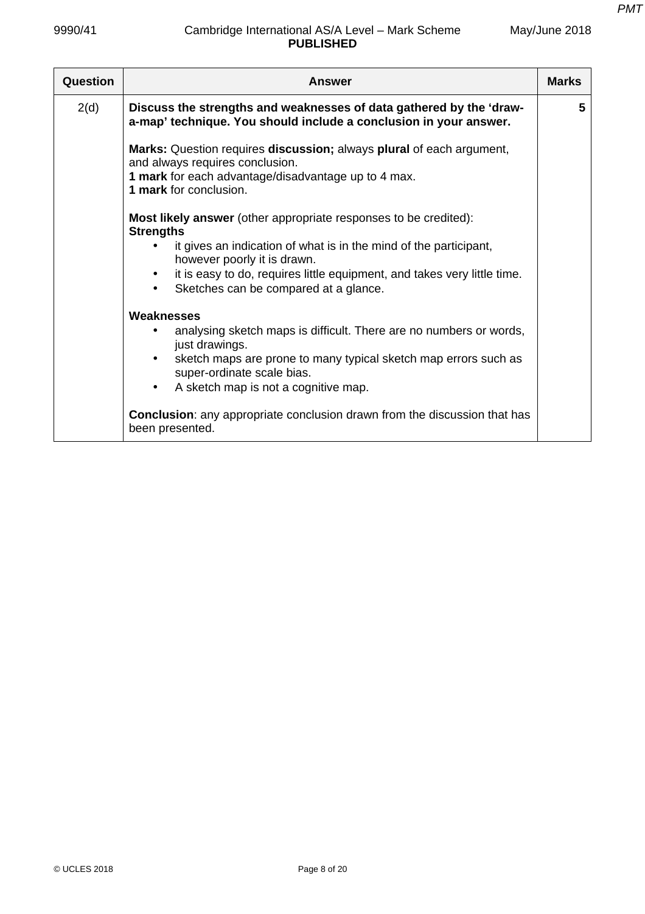| Question | Answer | Marks |
|---|---|---|
| 2(d) | **Discuss the strengths and weaknesses of data gathered by the 'draw-a-map' technique. You should include a conclusion in your answer.**<br><br>**Marks:** Question requires **discussion;** always **plural** of each argument, and always requires conclusion.<br>**1 mark** for each advantage/disadvantage up to 4 max.<br>**1 mark** for conclusion.<br><br>**Most likely answer** (other appropriate responses to be credited):<br>**Strengths**<br>• it gives an indication of what is in the mind of the participant, however poorly it is drawn.<br>• it is easy to do, requires little equipment, and takes very little time.<br>• Sketches can be compared at a glance.<br><br>**Weaknesses**<br>• analysing sketch maps is difficult. There are no numbers or words, just drawings.<br>• sketch maps are prone to many typical sketch map errors such as super-ordinate scale bias.<br>• A sketch map is not a cognitive map.<br><br>**Conclusion**: any appropriate conclusion drawn from the discussion that has been presented. | 5 |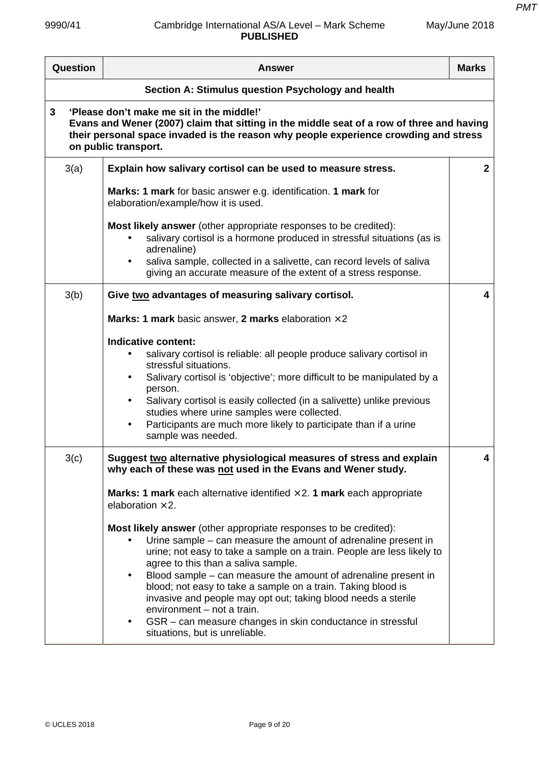| Question | Answer | Marks |
|---|---|---|
| | **Section A: Stimulus question Psychology and health** | |
| **3** | **'Please don't make me sit in the middle!'**<br>**Evans and Wener (2007) claim that sitting in the middle seat of a row of three and having their personal space invaded is the reason why people experience crowding and stress on public transport.** | |
| 3(a) | **Explain how salivary cortisol can be used to measure stress.**<br><br>**Marks: 1 mark** for basic answer e.g. identification. **1 mark** for elaboration/example/how it is used.<br><br>**Most likely answer** (other appropriate responses to be credited):<br>• salivary cortisol is a hormone produced in stressful situations (as is adrenaline)<br>• saliva sample, collected in a salivette, can record levels of saliva giving an accurate measure of the extent of a stress response. | **2** |
| 3(b) | **Give two advantages of measuring salivary cortisol.**<br><br>**Marks: 1 mark** basic answer, **2 marks** elaboration ×2<br><br>**Indicative content:**<br>• salivary cortisol is reliable: all people produce salivary cortisol in stressful situations.<br>• Salivary cortisol is 'objective'; more difficult to be manipulated by a person.<br>• Salivary cortisol is easily collected (in a salivette) unlike previous studies where urine samples were collected.<br>• Participants are much more likely to participate than if a urine sample was needed. | **4** |
| 3(c) | **Suggest two alternative physiological measures of stress and explain why each of these was not used in the Evans and Wener study.**<br><br>**Marks: 1 mark** each alternative identified ×2. **1 mark** each appropriate elaboration ×2.<br><br>**Most likely answer** (other appropriate responses to be credited):<br>• Urine sample – can measure the amount of adrenaline present in urine; not easy to take a sample on a train. People are less likely to agree to this than a saliva sample.<br>• Blood sample – can measure the amount of adrenaline present in blood; not easy to take a sample on a train. Taking blood is invasive and people may opt out; taking blood needs a sterile environment – not a train.<br>• GSR – can measure changes in skin conductance in stressful situations, but is unreliable. | **4** |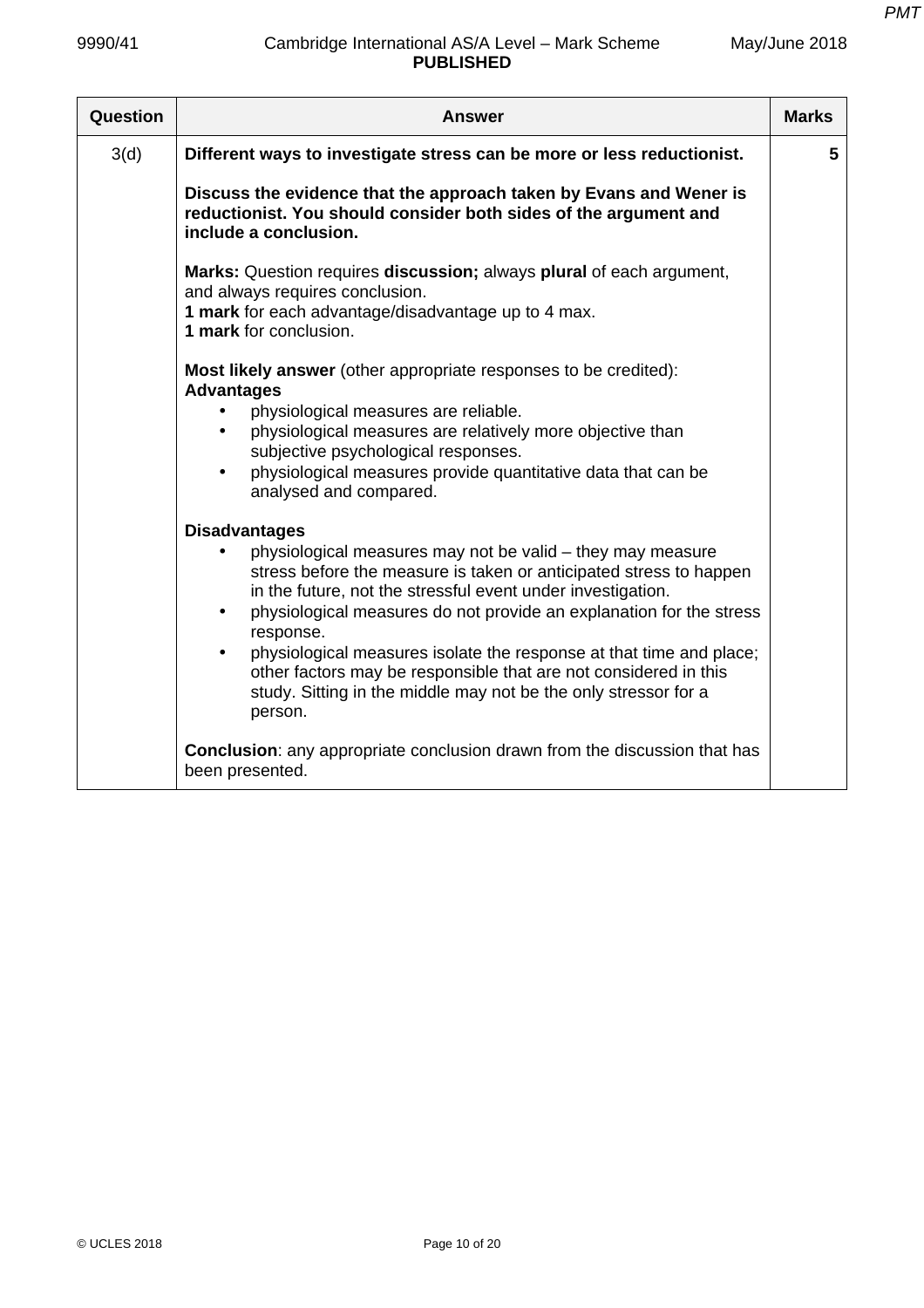| Question | Answer | Marks |
|---|---|---|
| 3(d) | **Different ways to investigate stress can be more or less reductionist.**<br><br>**Discuss the evidence that the approach taken by Evans and Wener is reductionist. You should consider both sides of the argument and include a conclusion.**<br><br>**Marks:** Question requires **discussion;** always **plural** of each argument, and always requires conclusion.<br>**1 mark** for each advantage/disadvantage up to 4 max.<br>**1 mark** for conclusion.<br><br>**Most likely answer** (other appropriate responses to be credited):<br>**Advantages**<br>• physiological measures are reliable.<br>• physiological measures are relatively more objective than subjective psychological responses.<br>• physiological measures provide quantitative data that can be analysed and compared.<br><br>**Disadvantages**<br>• physiological measures may not be valid – they may measure stress before the measure is taken or anticipated stress to happen in the future, not the stressful event under investigation.<br>• physiological measures do not provide an explanation for the stress response.<br>• physiological measures isolate the response at that time and place; other factors may be responsible that are not considered in this study. Sitting in the middle may not be the only stressor for a person.<br><br>**Conclusion**: any appropriate conclusion drawn from the discussion that has been presented. | 5 |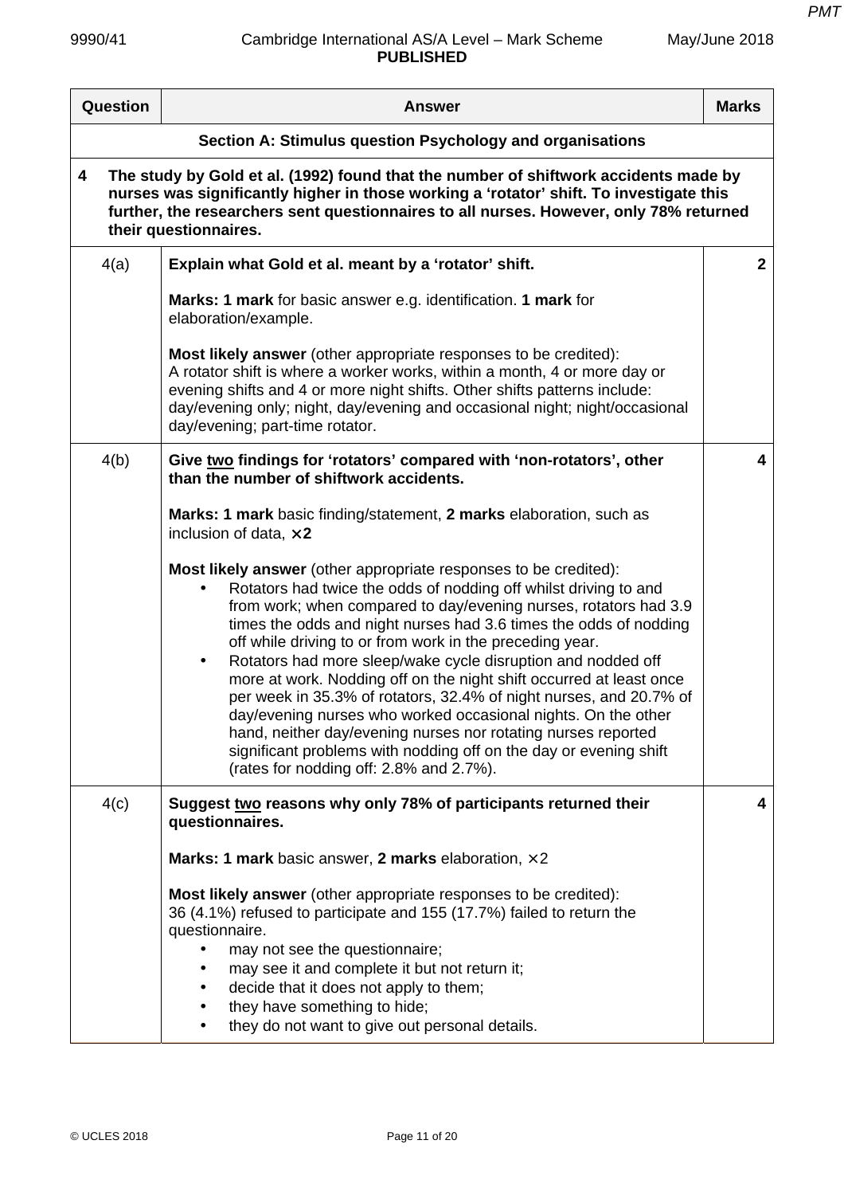| Question | Answer | Marks |
|---|---|---|
| **Section A: Stimulus question Psychology and organisations** | | |
| **4** | **The study by Gold et al. (1992) found that the number of shiftwork accidents made by nurses was significantly higher in those working a 'rotator' shift. To investigate this further, the researchers sent questionnaires to all nurses. However, only 78% returned their questionnaires.** | |
| 4(a) | **Explain what Gold et al. meant by a 'rotator' shift.**<br><br>**Marks: 1 mark** for basic answer e.g. identification. **1 mark** for elaboration/example.<br><br>**Most likely answer** (other appropriate responses to be credited):<br>A rotator shift is where a worker works, within a month, 4 or more day or evening shifts and 4 or more night shifts. Other shifts patterns include: day/evening only; night, day/evening and occasional night; night/occasional day/evening; part-time rotator. | **2** |
| 4(b) | **Give <u>two</u> findings for 'rotators' compared with 'non-rotators', other than the number of shiftwork accidents.**<br><br>**Marks: 1 mark** basic finding/statement, **2 marks** elaboration, such as inclusion of data, **×2**<br><br>**Most likely answer** (other appropriate responses to be credited):<br>• Rotators had twice the odds of nodding off whilst driving to and from work; when compared to day/evening nurses, rotators had 3.9 times the odds and night nurses had 3.6 times the odds of nodding off while driving to or from work in the preceding year.<br>• Rotators had more sleep/wake cycle disruption and nodded off more at work. Nodding off on the night shift occurred at least once per week in 35.3% of rotators, 32.4% of night nurses, and 20.7% of day/evening nurses who worked occasional nights. On the other hand, neither day/evening nurses nor rotating nurses reported significant problems with nodding off on the day or evening shift (rates for nodding off: 2.8% and 2.7%). | **4** |
| 4(c) | **Suggest <u>two</u> reasons why only 78% of participants returned their questionnaires.**<br><br>**Marks: 1 mark** basic answer, **2 marks** elaboration, ×2<br><br>**Most likely answer** (other appropriate responses to be credited):<br>36 (4.1%) refused to participate and 155 (17.7%) failed to return the questionnaire.<br>• may not see the questionnaire;<br>• may see it and complete it but not return it;<br>• decide that it does not apply to them;<br>• they have something to hide;<br>• they do not want to give out personal details. | **4** |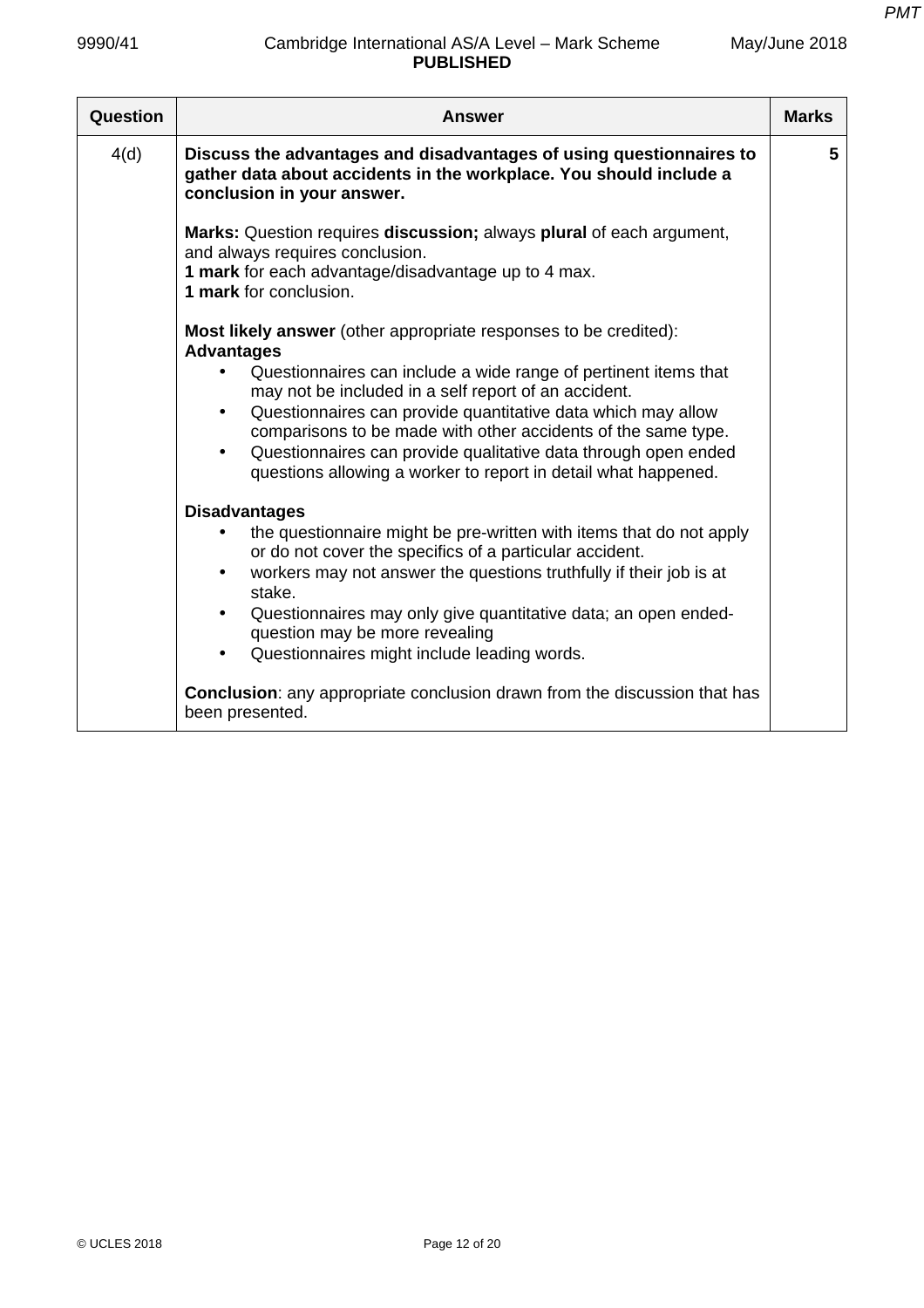| Question | Answer | Marks |
|---|---|---|
| 4(d) | **Discuss the advantages and disadvantages of using questionnaires to gather data about accidents in the workplace. You should include a conclusion in your answer.**<br><br>**Marks:** Question requires **discussion;** always **plural** of each argument, and always requires conclusion.<br>**1 mark** for each advantage/disadvantage up to 4 max.<br>**1 mark** for conclusion.<br><br>**Most likely answer** (other appropriate responses to be credited):<br>**Advantages**<br>• Questionnaires can include a wide range of pertinent items that may not be included in a self report of an accident.<br>• Questionnaires can provide quantitative data which may allow comparisons to be made with other accidents of the same type.<br>• Questionnaires can provide qualitative data through open ended questions allowing a worker to report in detail what happened.<br><br>**Disadvantages**<br>• the questionnaire might be pre-written with items that do not apply or do not cover the specifics of a particular accident.<br>• workers may not answer the questions truthfully if their job is at stake.<br>• Questionnaires may only give quantitative data; an open ended-question may be more revealing<br>• Questionnaires might include leading words.<br><br>**Conclusion**: any appropriate conclusion drawn from the discussion that has been presented. | 5 |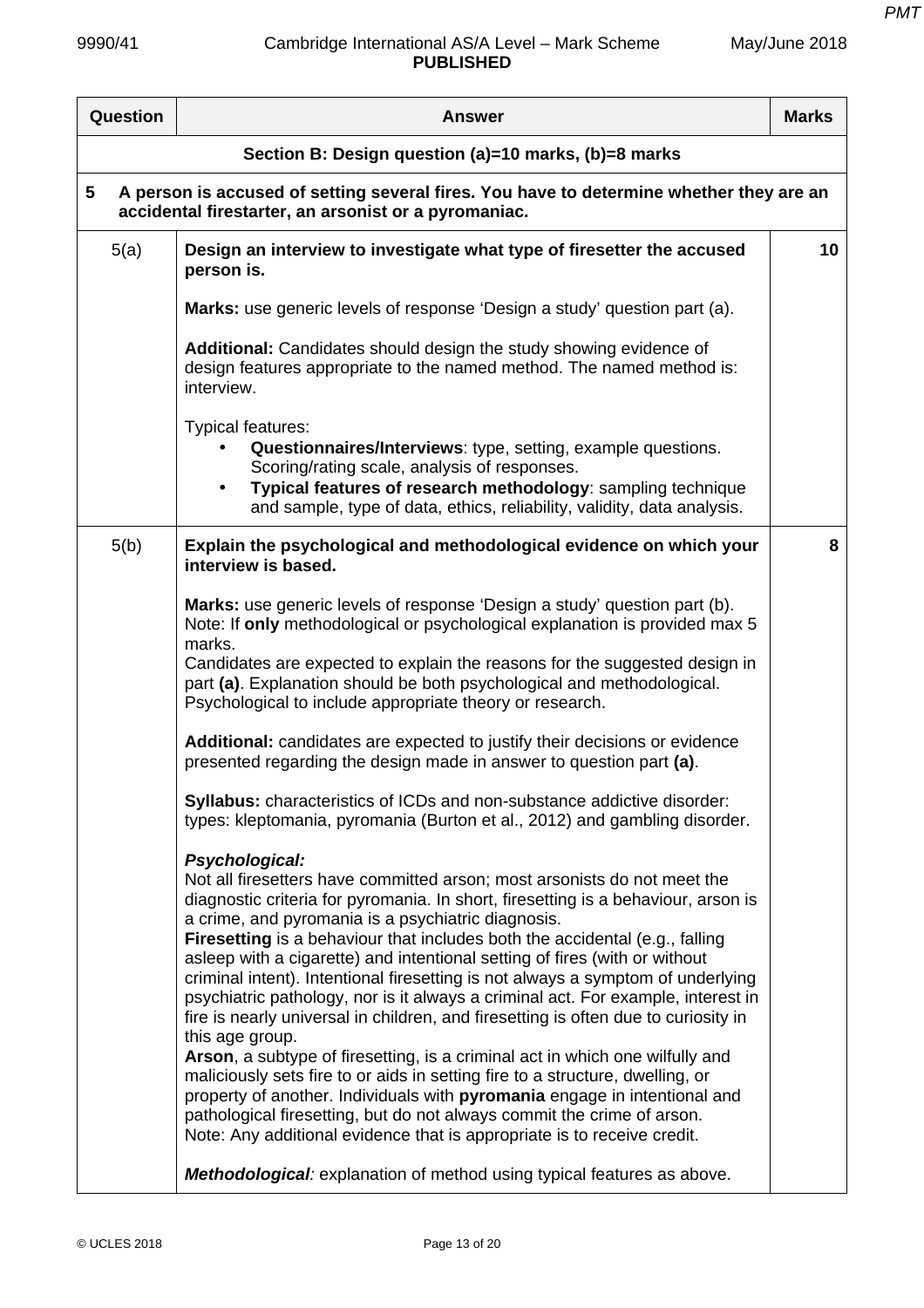| Question | Answer | Marks |
|---|---|---|
| **Section B: Design question (a)=10 marks, (b)=8 marks** | | |
| **5 A person is accused of setting several fires. You have to determine whether they are an accidental firestarter, an arsonist or a pyromaniac.** | | |
| 5(a) | **Design an interview to investigate what type of firesetter the accused person is.**<br><br>**Marks:** use generic levels of response 'Design a study' question part (a).<br><br>**Additional:** Candidates should design the study showing evidence of design features appropriate to the named method. The named method is: interview.<br><br>Typical features:<br>• **Questionnaires/Interviews**: type, setting, example questions. Scoring/rating scale, analysis of responses.<br>• **Typical features of research methodology**: sampling technique and sample, type of data, ethics, reliability, validity, data analysis. | 10 |
| 5(b) | **Explain the psychological and methodological evidence on which your interview is based.**<br><br>**Marks:** use generic levels of response 'Design a study' question part (b). Note: If **only** methodological or psychological explanation is provided max 5 marks.<br>Candidates are expected to explain the reasons for the suggested design in part **(a)**. Explanation should be both psychological and methodological. Psychological to include appropriate theory or research.<br><br>**Additional:** candidates are expected to justify their decisions or evidence presented regarding the design made in answer to question part **(a)**.<br><br>**Syllabus:** characteristics of ICDs and non-substance addictive disorder: types: kleptomania, pyromania (Burton et al., 2012) and gambling disorder.<br><br>***Psychological:***<br>Not all firesetters have committed arson; most arsonists do not meet the diagnostic criteria for pyromania. In short, firesetting is a behaviour, arson is a crime, and pyromania is a psychiatric diagnosis.<br>**Firesetting** is a behaviour that includes both the accidental (e.g., falling asleep with a cigarette) and intentional setting of fires (with or without criminal intent). Intentional firesetting is not always a symptom of underlying psychiatric pathology, nor is it always a criminal act. For example, interest in fire is nearly universal in children, and firesetting is often due to curiosity in this age group.<br>**Arson**, a subtype of firesetting, is a criminal act in which one wilfully and maliciously sets fire to or aids in setting fire to a structure, dwelling, or property of another. Individuals with **pyromania** engage in intentional and pathological firesetting, but do not always commit the crime of arson.<br>Note: Any additional evidence that is appropriate is to receive credit.<br><br>***Methodological**:* explanation of method using typical features as above. | 8 |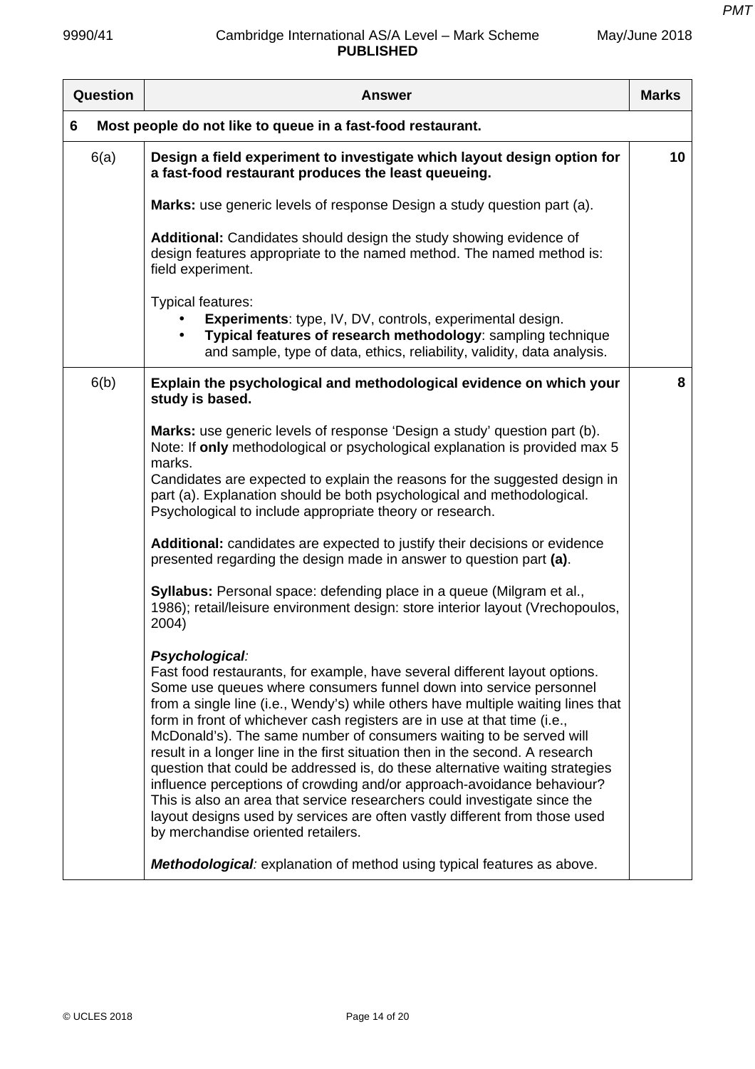| Question | Answer | Marks |
|---|---|---|
| **6** | **Most people do not like to queue in a fast-food restaurant.** | |
| 6(a) | **Design a field experiment to investigate which layout design option for a fast-food restaurant produces the least queueing.**<br><br>**Marks:** use generic levels of response Design a study question part (a).<br><br>**Additional:** Candidates should design the study showing evidence of design features appropriate to the named method. The named method is: field experiment.<br><br>Typical features:<br>• **Experiments**: type, IV, DV, controls, experimental design.<br>• **Typical features of research methodology**: sampling technique and sample, type of data, ethics, reliability, validity, data analysis. | 10 |
| 6(b) | **Explain the psychological and methodological evidence on which your study is based.**<br><br>**Marks:** use generic levels of response 'Design a study' question part (b). Note: If **only** methodological or psychological explanation is provided max 5 marks.<br>Candidates are expected to explain the reasons for the suggested design in part (a). Explanation should be both psychological and methodological. Psychological to include appropriate theory or research.<br><br>**Additional:** candidates are expected to justify their decisions or evidence presented regarding the design made in answer to question part **(a)**.<br><br>**Syllabus:** Personal space: defending place in a queue (Milgram et al., 1986); retail/leisure environment design: store interior layout (Vrechopoulos, 2004)<br><br>***Psychological**:*<br>Fast food restaurants, for example, have several different layout options. Some use queues where consumers funnel down into service personnel from a single line (i.e., Wendy's) while others have multiple waiting lines that form in front of whichever cash registers are in use at that time (i.e., McDonald's). The same number of consumers waiting to be served will result in a longer line in the first situation then in the second. A research question that could be addressed is, do these alternative waiting strategies influence perceptions of crowding and/or approach-avoidance behaviour? This is also an area that service researchers could investigate since the layout designs used by services are often vastly different from those used by merchandise oriented retailers.<br><br>***Methodological**:* explanation of method using typical features as above. | 8 |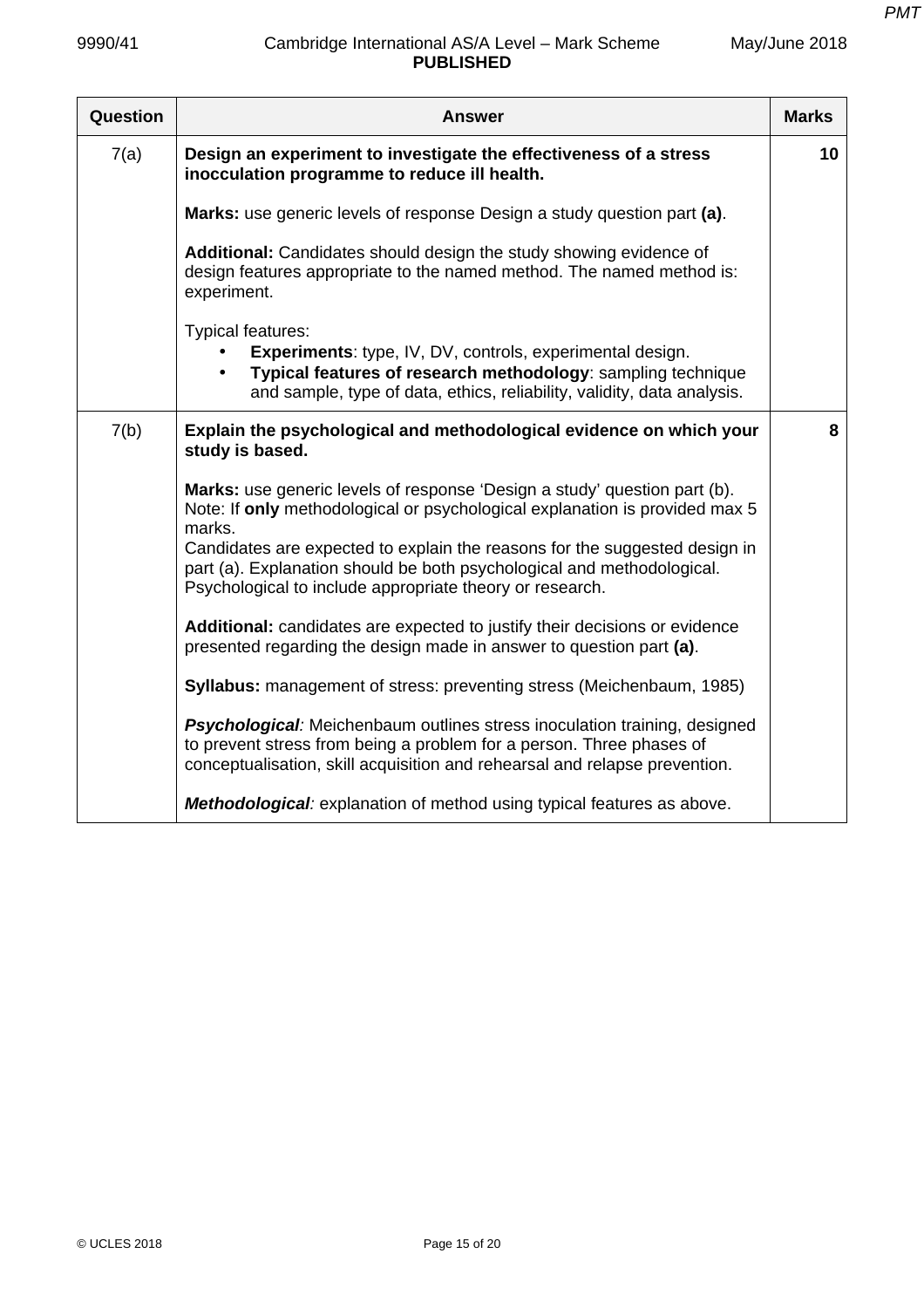| Question | Answer | Marks |
|---|---|---|
| 7(a) | **Design an experiment to investigate the effectiveness of a stress inocculation programme to reduce ill health.**<br><br>**Marks:** use generic levels of response Design a study question part **(a)**.<br><br>**Additional:** Candidates should design the study showing evidence of design features appropriate to the named method. The named method is: experiment.<br><br>Typical features:<br>• **Experiments**: type, IV, DV, controls, experimental design.<br>• **Typical features of research methodology**: sampling technique and sample, type of data, ethics, reliability, validity, data analysis. | **10** |
| 7(b) | **Explain the psychological and methodological evidence on which your study is based.**<br><br>**Marks:** use generic levels of response 'Design a study' question part (b). Note: If **only** methodological or psychological explanation is provided max 5 marks.<br>Candidates are expected to explain the reasons for the suggested design in part (a). Explanation should be both psychological and methodological. Psychological to include appropriate theory or research.<br><br>**Additional:** candidates are expected to justify their decisions or evidence presented regarding the design made in answer to question part **(a)**.<br><br>**Syllabus:** management of stress: preventing stress (Meichenbaum, 1985)<br><br>***Psychological**:* Meichenbaum outlines stress inoculation training, designed to prevent stress from being a problem for a person. Three phases of conceptualisation, skill acquisition and rehearsal and relapse prevention.<br><br>***Methodological**:* explanation of method using typical features as above. | **8** |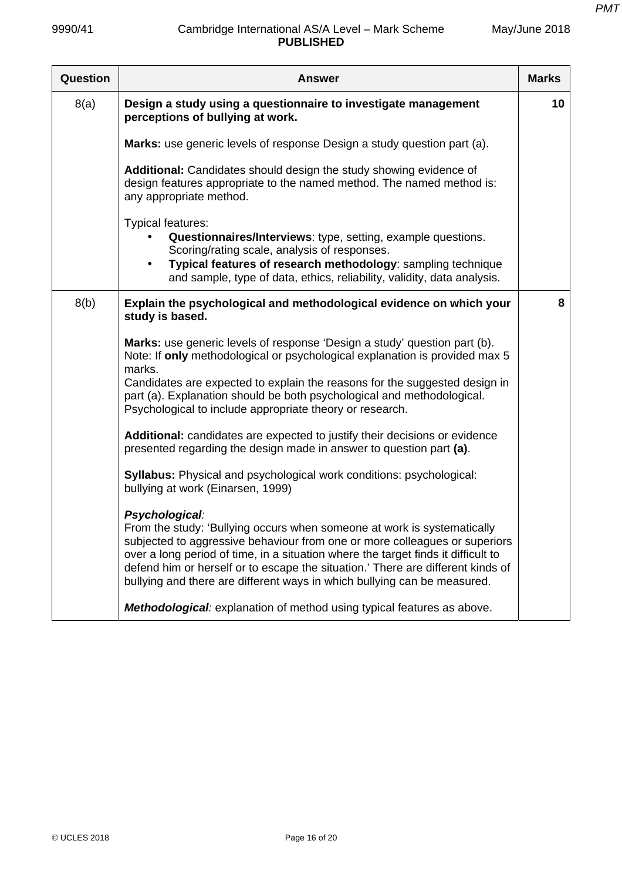| Question | Answer | Marks |
|---|---|---|
| 8(a) | **Design a study using a questionnaire to investigate management perceptions of bullying at work.**<br><br>**Marks:** use generic levels of response Design a study question part (a).<br><br>**Additional:** Candidates should design the study showing evidence of design features appropriate to the named method. The named method is: any appropriate method.<br><br>Typical features:<br>• **Questionnaires/Interviews**: type, setting, example questions. Scoring/rating scale, analysis of responses.<br>• **Typical features of research methodology**: sampling technique and sample, type of data, ethics, reliability, validity, data analysis. | 10 |
| 8(b) | **Explain the psychological and methodological evidence on which your study is based.**<br><br>**Marks:** use generic levels of response 'Design a study' question part (b). Note: If **only** methodological or psychological explanation is provided max 5 marks.<br>Candidates are expected to explain the reasons for the suggested design in part (a). Explanation should be both psychological and methodological. Psychological to include appropriate theory or research.<br><br>**Additional:** candidates are expected to justify their decisions or evidence presented regarding the design made in answer to question part **(a)**.<br><br>**Syllabus:** Physical and psychological work conditions: psychological: bullying at work (Einarsen, 1999)<br><br>***Psychological**:*<br>From the study: 'Bullying occurs when someone at work is systematically subjected to aggressive behaviour from one or more colleagues or superiors over a long period of time, in a situation where the target finds it difficult to defend him or herself or to escape the situation.' There are different kinds of bullying and there are different ways in which bullying can be measured.<br><br>***Methodological**:* explanation of method using typical features as above. | 8 |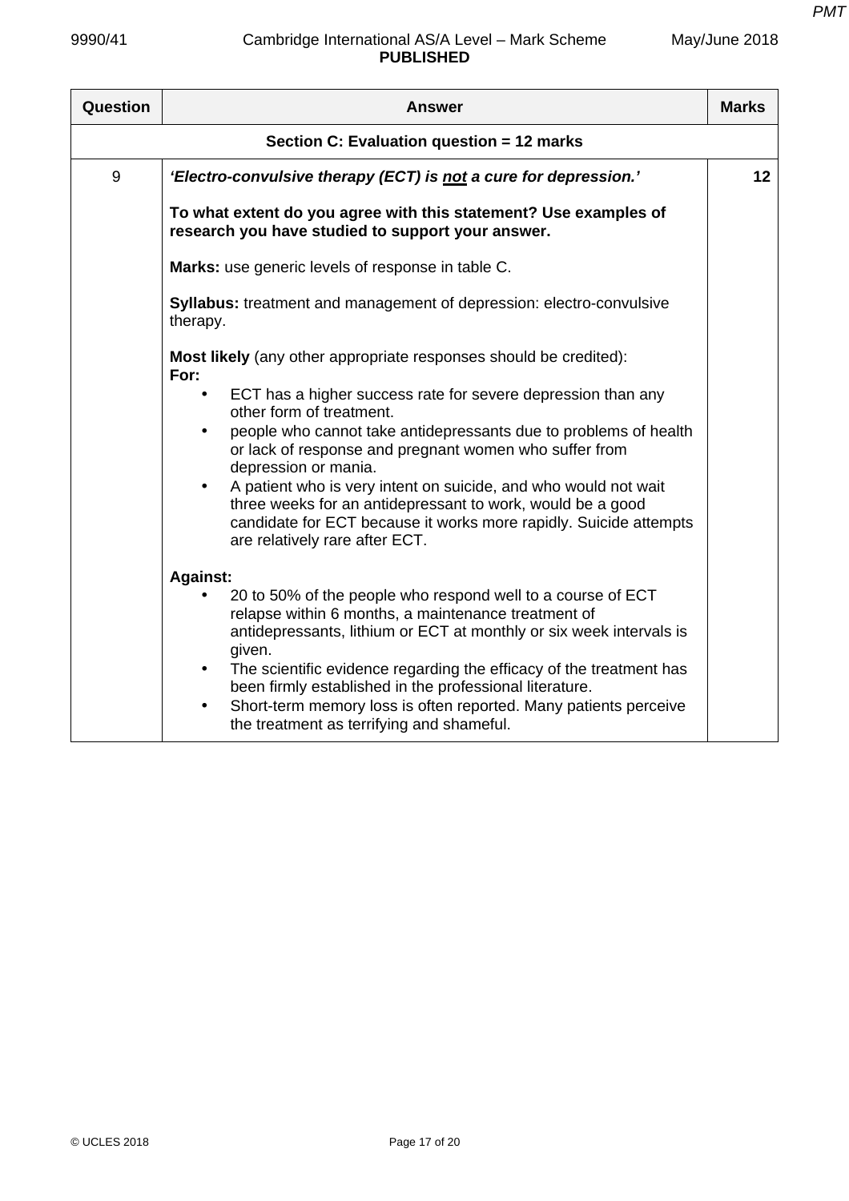| Question | Answer | Marks |
|---|---|---|
| **Section C: Evaluation question = 12 marks** | | |
| 9 | ***'Electro-convulsive therapy (ECT) is <u>not</u> a cure for depression.'***<br><br>**To what extent do you agree with this statement? Use examples of research you have studied to support your answer.**<br><br>**Marks:** use generic levels of response in table C.<br><br>**Syllabus:** treatment and management of depression: electro-convulsive therapy.<br><br>**Most likely** (any other appropriate responses should be credited):<br>**For:**<br>• ECT has a higher success rate for severe depression than any other form of treatment.<br>• people who cannot take antidepressants due to problems of health or lack of response and pregnant women who suffer from depression or mania.<br>• A patient who is very intent on suicide, and who would not wait three weeks for an antidepressant to work, would be a good candidate for ECT because it works more rapidly. Suicide attempts are relatively rare after ECT.<br><br>**Against:**<br>• 20 to 50% of the people who respond well to a course of ECT relapse within 6 months, a maintenance treatment of antidepressants, lithium or ECT at monthly or six week intervals is given.<br>• The scientific evidence regarding the efficacy of the treatment has been firmly established in the professional literature.<br>• Short-term memory loss is often reported. Many patients perceive the treatment as terrifying and shameful. | 12 |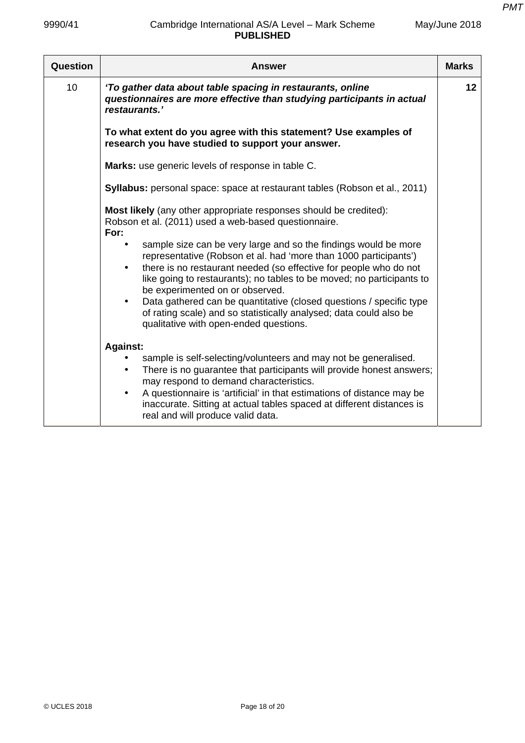| Question | Answer | Marks |
|---|---|---|
| 10 | ***'To gather data about table spacing in restaurants, online questionnaires are more effective than studying participants in actual restaurants.'***<br><br>**To what extent do you agree with this statement? Use examples of research you have studied to support your answer.**<br><br>**Marks:** use generic levels of response in table C.<br><br>**Syllabus:** personal space: space at restaurant tables (Robson et al., 2011)<br><br>**Most likely** (any other appropriate responses should be credited):<br>Robson et al. (2011) used a web-based questionnaire.<br>**For:**<br>• sample size can be very large and so the findings would be more representative (Robson et al. had 'more than 1000 participants')<br>• there is no restaurant needed (so effective for people who do not like going to restaurants); no tables to be moved; no participants to be experimented on or observed.<br>• Data gathered can be quantitative (closed questions / specific type of rating scale) and so statistically analysed; data could also be qualitative with open-ended questions.<br><br>**Against:**<br>• sample is self-selecting/volunteers and may not be generalised.<br>• There is no guarantee that participants will provide honest answers; may respond to demand characteristics.<br>• A questionnaire is 'artificial' in that estimations of distance may be inaccurate. Sitting at actual tables spaced at different distances is real and will produce valid data. | 12 |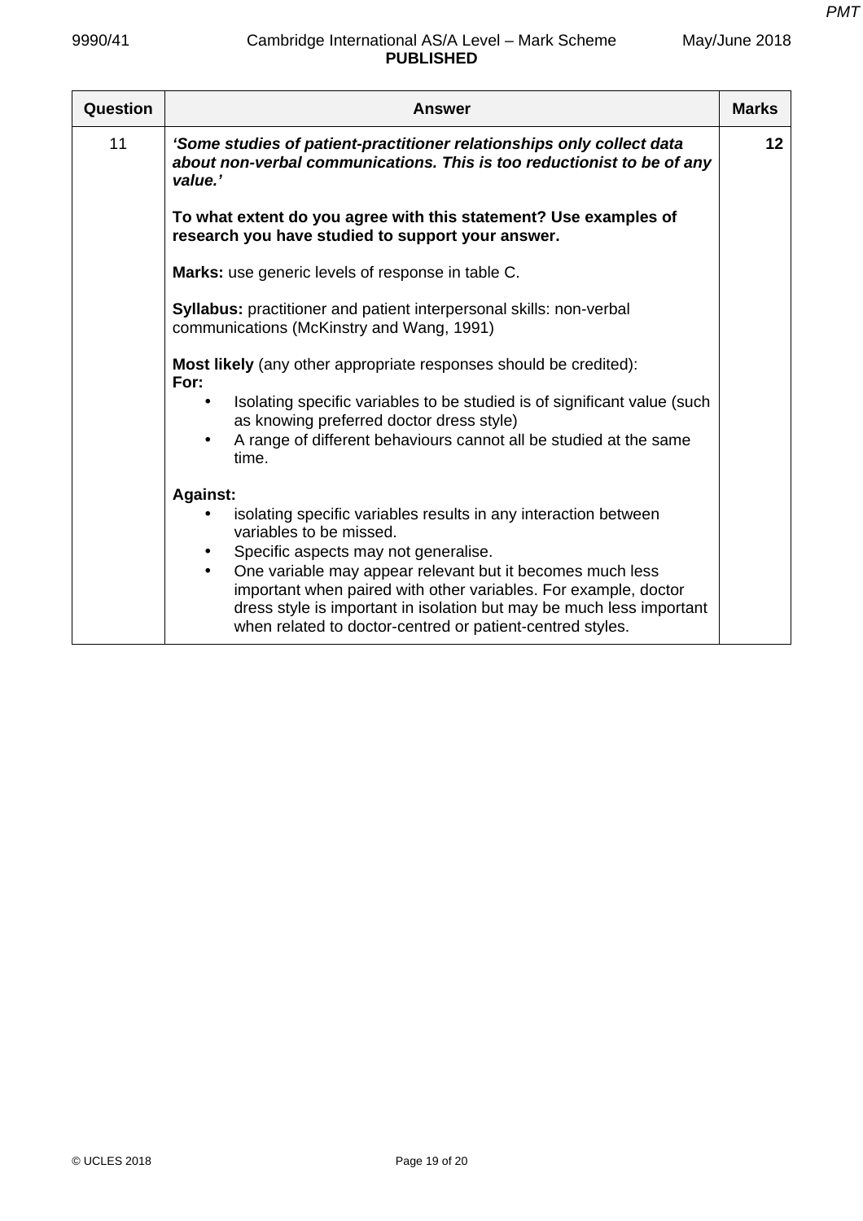| Question | Answer | Marks |
|---|---|---|
| 11 | ***'Some studies of patient-practitioner relationships only collect data about non-verbal communications. This is too reductionist to be of any value.'***<br><br>**To what extent do you agree with this statement? Use examples of research you have studied to support your answer.**<br><br>**Marks:** use generic levels of response in table C.<br><br>**Syllabus:** practitioner and patient interpersonal skills: non-verbal communications (McKinstry and Wang, 1991)<br><br>**Most likely** (any other appropriate responses should be credited):<br>**For:**<br>• Isolating specific variables to be studied is of significant value (such as knowing preferred doctor dress style)<br>• A range of different behaviours cannot all be studied at the same time.<br><br>**Against:**<br>• isolating specific variables results in any interaction between variables to be missed.<br>• Specific aspects may not generalise.<br>• One variable may appear relevant but it becomes much less important when paired with other variables. For example, doctor dress style is important in isolation but may be much less important when related to doctor-centred or patient-centred styles. | **12** |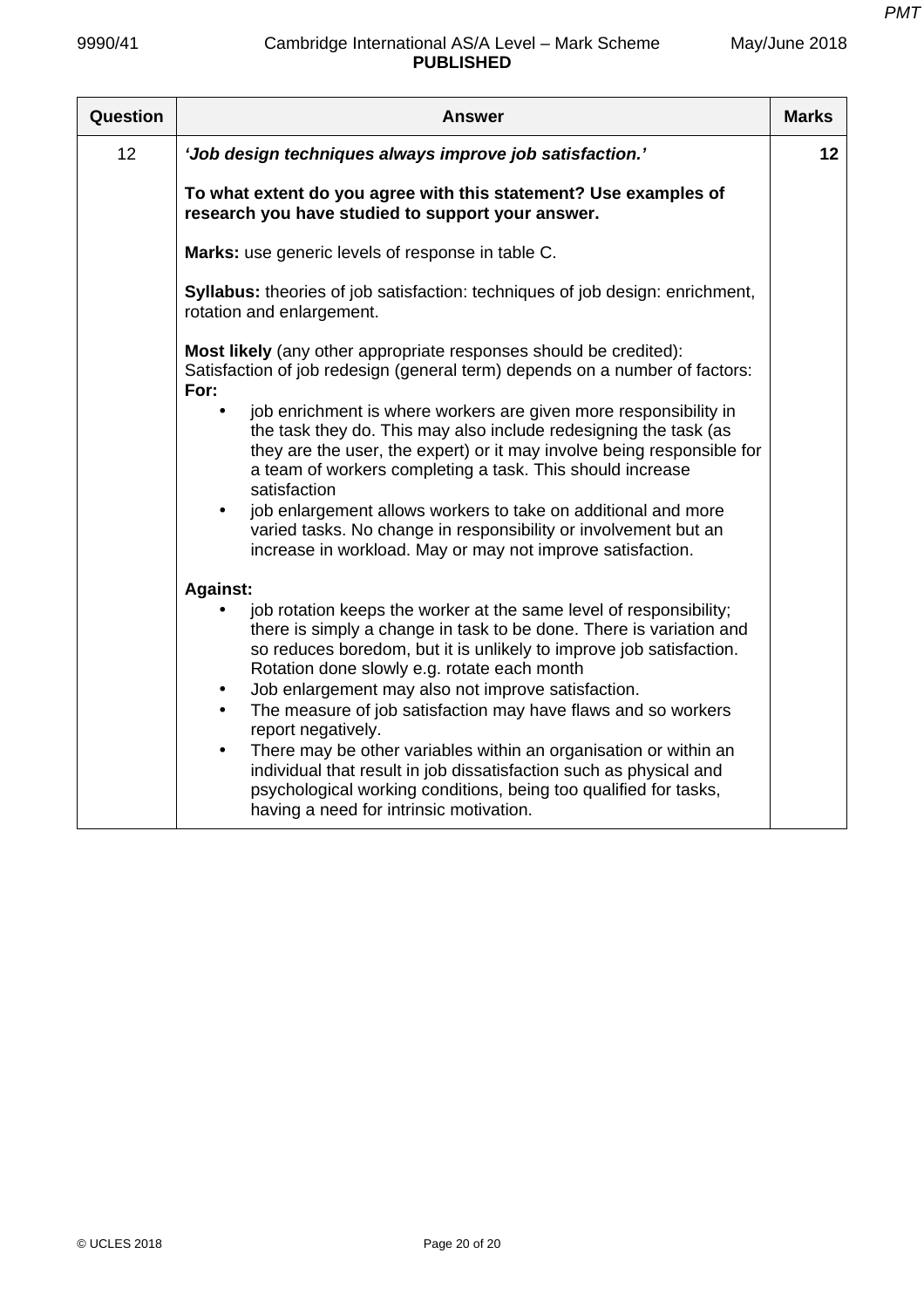| Question | Answer | Marks |
|---|---|---|
| 12 | ***'Job design techniques always improve job satisfaction.'***<br><br>**To what extent do you agree with this statement? Use examples of research you have studied to support your answer.**<br><br>**Marks:** use generic levels of response in table C.<br><br>**Syllabus:** theories of job satisfaction: techniques of job design: enrichment, rotation and enlargement.<br><br>**Most likely** (any other appropriate responses should be credited):<br>Satisfaction of job redesign (general term) depends on a number of factors:<br>**For:**<br>• job enrichment is where workers are given more responsibility in the task they do. This may also include redesigning the task (as they are the user, the expert) or it may involve being responsible for a team of workers completing a task. This should increase satisfaction<br>• job enlargement allows workers to take on additional and more varied tasks. No change in responsibility or involvement but an increase in workload. May or may not improve satisfaction.<br><br>**Against:**<br>• job rotation keeps the worker at the same level of responsibility; there is simply a change in task to be done. There is variation and so reduces boredom, but it is unlikely to improve job satisfaction. Rotation done slowly e.g. rotate each month<br>• Job enlargement may also not improve satisfaction.<br>• The measure of job satisfaction may have flaws and so workers report negatively.<br>• There may be other variables within an organisation or within an individual that result in job dissatisfaction such as physical and psychological working conditions, being too qualified for tasks, having a need for intrinsic motivation. | 12 |